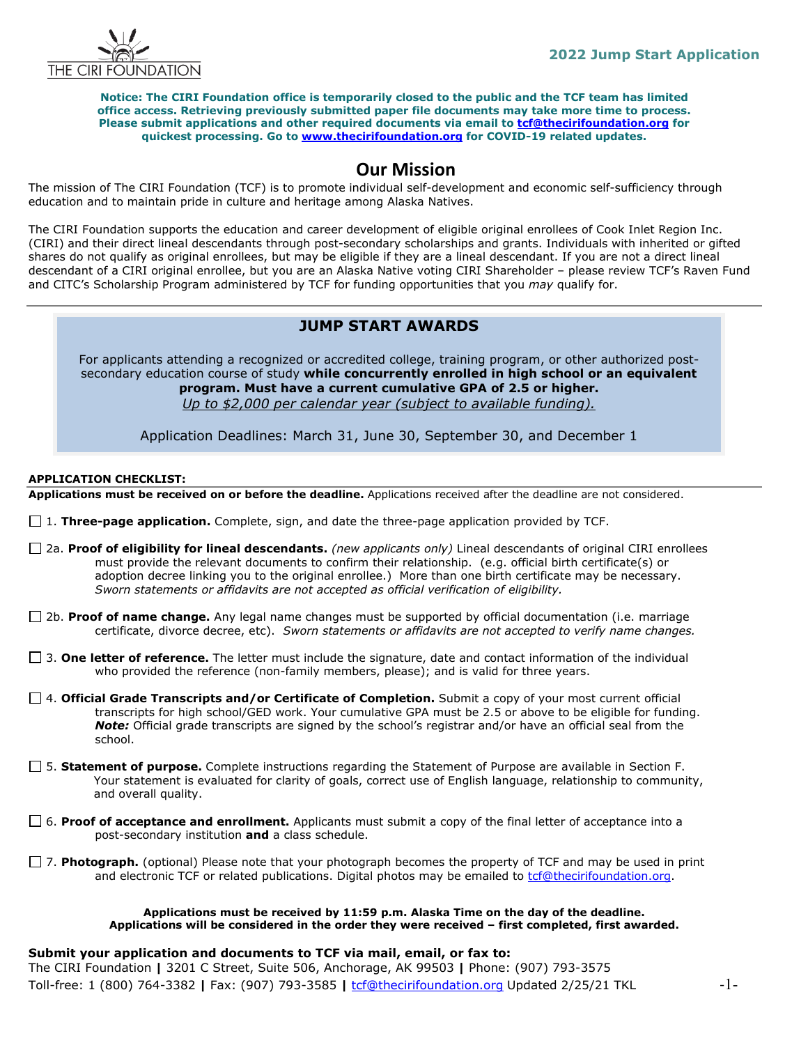THE CIRI FOUNDATION

**2022 Jump Start Application**

**Notice: The CIRI Foundation office is temporarily closed to the public and the TCF team has limited office access. Retrieving previously submitted paper file documents may take more time to process. Please submit applications and other required documents via email to tcf@thecirifoundation.org for quickest processing. Go to www.thecirifoundation.org for COVID-19 related updates.**

## Our Mission

The mission of The CIRI Foundation (TCF) is to promote individual self-development and economic self-sufficiency through education and to maintain pride in culture and heritage among Alaska Natives.

The CIRI Foundation supports the education and career development of eligible original enrollees of Cook Inlet Region Inc. (CIRI) and their direct lineal descendants through post-secondary scholarships and grants. Individuals with inherited or gifted shares do not qualify as original enrollees, but may be eligible if they are a lineal descendant. If you are not a direct lineal descendant of a CIRI original enrollee, but you are an Alaska Native voting CIRI Shareholder – please review TCF's Raven Fund and CITC's Scholarship Program administered by TCF for funding opportunities that you *may* qualify for.

---

### JUMP START AWARDS

For applicants attending a recognized or accredited college, training program, or other authorized post-secondary education course of study **while concurrently enrolled in high school or an equivalent program. Must have a current cumulative GPA of 2.5 or higher.**
*Up to $2,000 per calendar year (subject to available funding).*

Application Deadlines: March 31, June 30, September 30, and December 1

**APPLICATION CHECKLIST:**

**Applications must be received on or before the deadline.** Applications received after the deadline are not considered.

- ☐ 1. **Three-page application.** Complete, sign, and date the three-page application provided by TCF.
- ☐ 2a. **Proof of eligibility for lineal descendants.** *(new applicants only)* Lineal descendants of original CIRI enrollees must provide the relevant documents to confirm their relationship. (e.g. official birth certificate(s) or adoption decree linking you to the original enrollee.) More than one birth certificate may be necessary. *Sworn statements or affidavits are not accepted as official verification of eligibility.*
- ☐ 2b. **Proof of name change.** Any legal name changes must be supported by official documentation (i.e. marriage certificate, divorce decree, etc). *Sworn statements or affidavits are not accepted to verify name changes.*
- ☐ 3. **One letter of reference.** The letter must include the signature, date and contact information of the individual who provided the reference (non-family members, please); and is valid for three years.
- ☐ 4. **Official Grade Transcripts and/or Certificate of Completion.** Submit a copy of your most current official transcripts for high school/GED work. Your cumulative GPA must be 2.5 or above to be eligible for funding. ***Note:*** Official grade transcripts are signed by the school's registrar and/or have an official seal from the school.
- ☐ 5. **Statement of purpose.** Complete instructions regarding the Statement of Purpose are available in Section F. Your statement is evaluated for clarity of goals, correct use of English language, relationship to community, and overall quality.
- ☐ 6. **Proof of acceptance and enrollment.** Applicants must submit a copy of the final letter of acceptance into a post-secondary institution **and** a class schedule.
- ☐ 7. **Photograph.** (optional) Please note that your photograph becomes the property of TCF and may be used in print and electronic TCF or related publications. Digital photos may be emailed to tcf@thecirifoundation.org.

**Applications must be received by 11:59 p.m. Alaska Time on the day of the deadline.**
**Applications will be considered in the order they were received – first completed, first awarded.**

**Submit your application and documents to TCF via mail, email, or fax to:**
The CIRI Foundation **|** 3201 C Street, Suite 506, Anchorage, AK 99503 **|** Phone: (907) 793-3575
Toll-free: 1 (800) 764-3382 **|** Fax: (907) 793-3585 **|** tcf@thecirifoundation.org Updated 2/25/21 TKL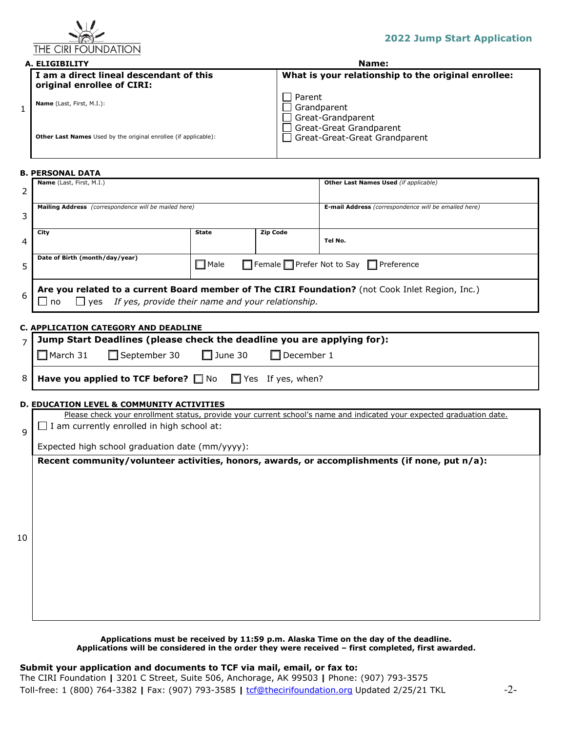THE CIRI FOUNDATION

**2022 Jump Start Application**

### A. ELIGIBILITY

**Name:**

| | **I am a direct lineal descendant of this original enrollee of CIRI:** | **What is your relationship to the original enrollee:** |
|---|---|---|
| 1 | **Name** (Last, First, M.I.): <br><br> **Other Last Names** Used by the original enrollee (if applicable): | ☐ Parent <br> ☐ Grandparent <br> ☐ Great-Grandparent <br> ☐ Great-Great Grandparent <br> ☐ Great-Great-Great Grandparent |

### B. PERSONAL DATA

| | | | | |
|---|---|---|---|---|
| 2 | **Name** (Last, First, M.I.) | | | **Other Last Names Used** *(if applicable)* |
| 3 | **Mailing Address** *(correspondence will be mailed here)* | | | **E-mail Address** *(correspondence will be emailed here)* |
| 4 | **City** | **State** | **Zip Code** | **Tel No.** |
| 5 | **Date of Birth (month/day/year)** | ☐ Male | ☐ Female ☐ Prefer Not to Say | ☐ Preference |
| 6 | **Are you related to a current Board member of The CIRI Foundation?** (not Cook Inlet Region, Inc.) ☐ no ☐ yes *If yes, provide their name and your relationship.* | | | |

### C. APPLICATION CATEGORY AND DEADLINE

| | |
|---|---|
| 7 | **Jump Start Deadlines (please check the deadline you are applying for):** <br> ☐ March 31 ☐ September 30 ☐ June 30 ☐ December 1 |
| 8 | **Have you applied to TCF before?** ☐ No ☐ Yes If yes, when? |

### D. EDUCATION LEVEL & COMMUNITY ACTIVITIES

| | |
|---|---|
| 9 | Please check your enrollment status, provide your current school's name and indicated your expected graduation date. <br> ☐ I am currently enrolled in high school at: <br><br> Expected high school graduation date (mm/yyyy): |
| 10 | **Recent community/volunteer activities, honors, awards, or accomplishments (if none, put n/a):** |

**Applications must be received by 11:59 p.m. Alaska Time on the day of the deadline.**
**Applications will be considered in the order they were received – first completed, first awarded.**

**Submit your application and documents to TCF via mail, email, or fax to:**
The CIRI Foundation **|** 3201 C Street, Suite 506, Anchorage, AK 99503 **|** Phone: (907) 793-3575
Toll-free: 1 (800) 764-3382 **|** Fax: (907) 793-3585 **|** tcf@thecirifoundation.org Updated 2/25/21 TKL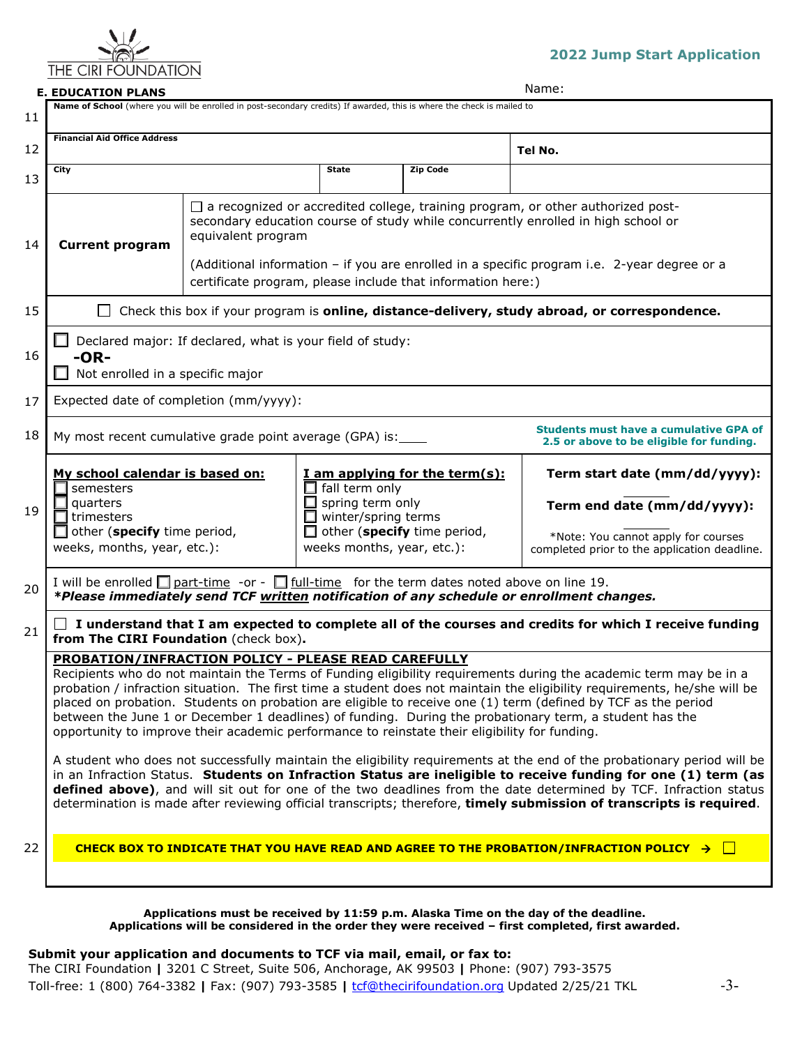THE CIRI FOUNDATION

**2022 Jump Start Application**

**E. EDUCATION PLANS**

Name:

| | | | | |
|---|---|---|---|---|
| 11 | **Name of School** (where you will be enrolled in post-secondary credits) If awarded, this is where the check is mailed to | | | |
| 12 | **Financial Aid Office Address** | | | **Tel No.** |
| 13 | **City** | **State** | **Zip Code** | |

**14 Current program**

☐ a recognized or accredited college, training program, or other authorized post-secondary education course of study while concurrently enrolled in high school or equivalent program

(Additional information – if you are enrolled in a specific program i.e. 2-year degree or a certificate program, please include that information here:)

**15** ☐ Check this box if your program is **online, distance-delivery, study abroad, or correspondence.**

**16** ☐ Declared major: If declared, what is your field of study:

**-OR-**

☐ Not enrolled in a specific major

**17** Expected date of completion (mm/yyyy):

**18** My most recent cumulative grade point average (GPA) is:____

**Students must have a cumulative GPA of 2.5 or above to be eligible for funding.**

**19**

**My school calendar is based on:**
- ☐ semesters
- ☐ quarters
- ☐ trimesters
- ☐ other (**specify** time period, weeks, months, year, etc.):

**I am applying for the term(s):**
- ☐ fall term only
- ☐ spring term only
- ☐ winter/spring terms
- ☐ other (**specify** time period, weeks months, year, etc.):

**Term start date (mm/dd/yyyy):**

**Term end date (mm/dd/yyyy):**

*Note: You cannot apply for courses completed prior to the application deadline.

**20** I will be enrolled ☐ part-time -or - ☐ full-time for the term dates noted above on line 19.
***Please immediately send TCF written notification of any schedule or enrollment changes.***

**21** ☐ **I understand that I am expected to complete all of the courses and credits for which I receive funding from The CIRI Foundation** (check box)**.**

**PROBATION/INFRACTION POLICY - PLEASE READ CAREFULLY**

Recipients who do not maintain the Terms of Funding eligibility requirements during the academic term may be in a probation / infraction situation. The first time a student does not maintain the eligibility requirements, he/she will be placed on probation. Students on probation are eligible to receive one (1) term (defined by TCF as the period between the June 1 or December 1 deadlines) of funding. During the probationary term, a student has the opportunity to improve their academic performance to reinstate their eligibility for funding.

A student who does not successfully maintain the eligibility requirements at the end of the probationary period will be in an Infraction Status. **Students on Infraction Status are ineligible to receive funding for one (1) term (as defined above)**, and will sit out for one of the two deadlines from the date determined by TCF. Infraction status determination is made after reviewing official transcripts; therefore, **timely submission of transcripts is required**.

**22** **CHECK BOX TO INDICATE THAT YOU HAVE READ AND AGREE TO THE PROBATION/INFRACTION POLICY →** ☐

**Applications must be received by 11:59 p.m. Alaska Time on the day of the deadline.**
**Applications will be considered in the order they were received – first completed, first awarded.**

**Submit your application and documents to TCF via mail, email, or fax to:**

The CIRI Foundation **|** 3201 C Street, Suite 506, Anchorage, AK 99503 **|** Phone: (907) 793-3575
Toll-free: 1 (800) 764-3382 **|** Fax: (907) 793-3585 **|** tcf@thecirifoundation.org Updated 2/25/21 TKL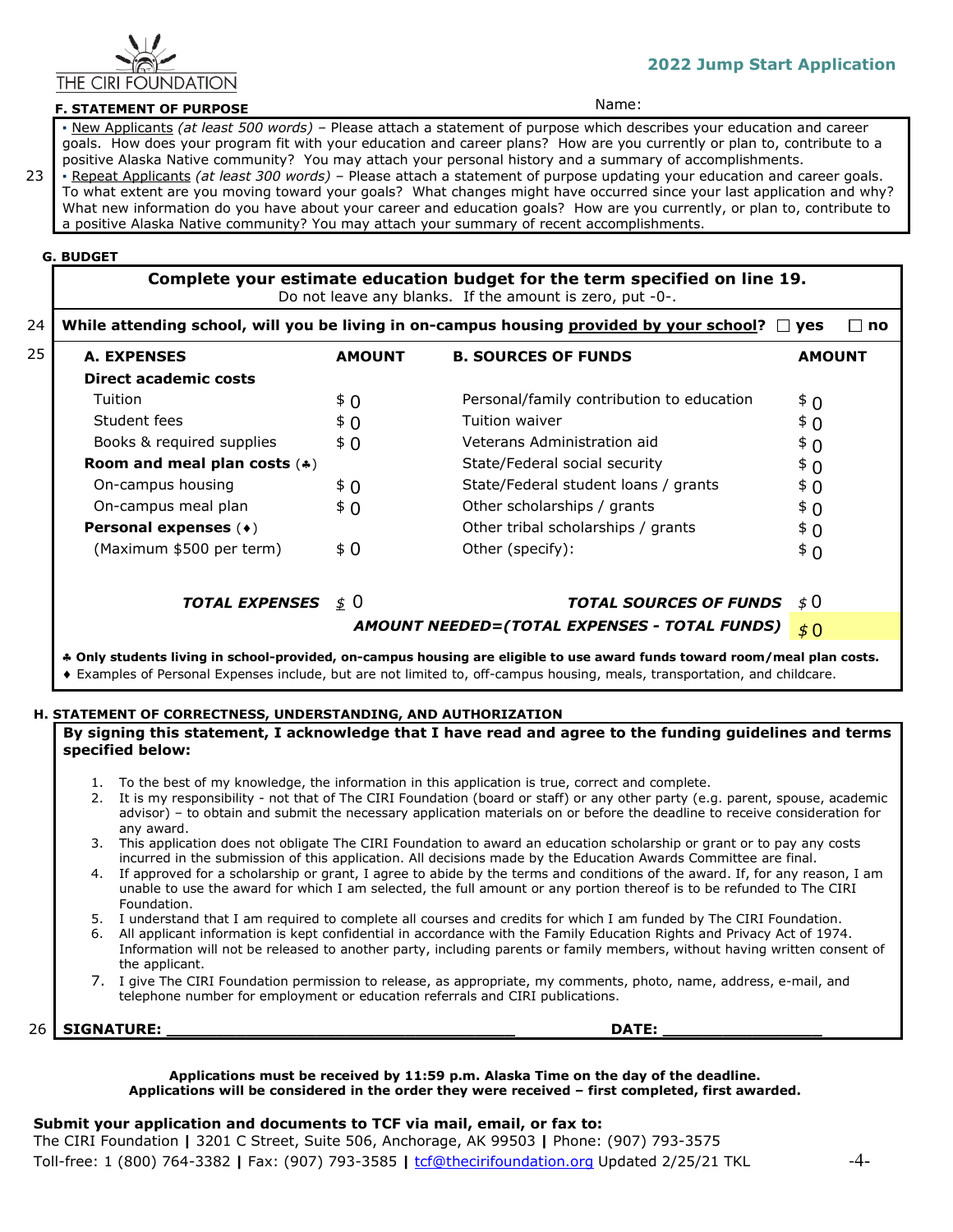THE CIRI FOUNDATION

**2022 Jump Start Application**

### F. STATEMENT OF PURPOSE

Name:

23

- New Applicants *(at least 500 words)* – Please attach a statement of purpose which describes your education and career goals. How does your program fit with your education and career plans? How are you currently or plan to, contribute to a positive Alaska Native community? You may attach your personal history and a summary of accomplishments.
- Repeat Applicants *(at least 300 words)* – Please attach a statement of purpose updating your education and career goals. To what extent are you moving toward your goals? What changes might have occurred since your last application and why? What new information do you have about your career and education goals? How are you currently, or plan to, contribute to a positive Alaska Native community? You may attach your summary of recent accomplishments.

### G. BUDGET

**Complete your estimate education budget for the term specified on line 19.**
Do not leave any blanks. If the amount is zero, put -0-.

24 **While attending school, will you be living in on-campus housing provided by your school?** ☐ **yes** ☐ **no**

25

| A. EXPENSES | AMOUNT | B. SOURCES OF FUNDS | AMOUNT |
|---|---|---|---|
| **Direct academic costs** | | | |
| Tuition | $ 0 | Personal/family contribution to education | $ 0 |
| Student fees | $ 0 | Tuition waiver | $ 0 |
| Books & required supplies | $ 0 | Veterans Administration aid | $ 0 |
| **Room and meal plan costs** (♣) | | State/Federal social security | $ 0 |
| On-campus housing | $ 0 | State/Federal student loans / grants | $ 0 |
| On-campus meal plan | $ 0 | Other scholarships / grants | $ 0 |
| **Personal expenses** (♦) | | Other tribal scholarships / grants | $ 0 |
| (Maximum $500 per term) | $ 0 | Other (specify): | $ 0 |
| ***TOTAL EXPENSES*** | $ 0 | ***TOTAL SOURCES OF FUNDS*** | $ 0 |
| | | ***AMOUNT NEEDED=(TOTAL EXPENSES - TOTAL FUNDS)*** | $ 0 |

♣ **Only students living in school-provided, on-campus housing are eligible to use award funds toward room/meal plan costs.**

♦ Examples of Personal Expenses include, but are not limited to, off-campus housing, meals, transportation, and childcare.

### H. STATEMENT OF CORRECTNESS, UNDERSTANDING, AND AUTHORIZATION

**By signing this statement, I acknowledge that I have read and agree to the funding guidelines and terms specified below:**

1. To the best of my knowledge, the information in this application is true, correct and complete.
2. It is my responsibility - not that of The CIRI Foundation (board or staff) or any other party (e.g. parent, spouse, academic advisor) – to obtain and submit the necessary application materials on or before the deadline to receive consideration for any award.
3. This application does not obligate The CIRI Foundation to award an education scholarship or grant or to pay any costs incurred in the submission of this application. All decisions made by the Education Awards Committee are final.
4. If approved for a scholarship or grant, I agree to abide by the terms and conditions of the award. If, for any reason, I am unable to use the award for which I am selected, the full amount or any portion thereof is to be refunded to The CIRI Foundation.
5. I understand that I am required to complete all courses and credits for which I am funded by The CIRI Foundation.
6. All applicant information is kept confidential in accordance with the Family Education Rights and Privacy Act of 1974. Information will not be released to another party, including parents or family members, without having written consent of the applicant.
7. I give The CIRI Foundation permission to release, as appropriate, my comments, photo, name, address, e-mail, and telephone number for employment or education referrals and CIRI publications.

26 **SIGNATURE:** ______________________________________ **DATE:** _________________

**Applications must be received by 11:59 p.m. Alaska Time on the day of the deadline.**
**Applications will be considered in the order they were received – first completed, first awarded.**

**Submit your application and documents to TCF via mail, email, or fax to:**
The CIRI Foundation | 3201 C Street, Suite 506, Anchorage, AK 99503 | Phone: (907) 793-3575
Toll-free: 1 (800) 764-3382 | Fax: (907) 793-3585 | tcf@thecirifoundation.org Updated 2/25/21 TKL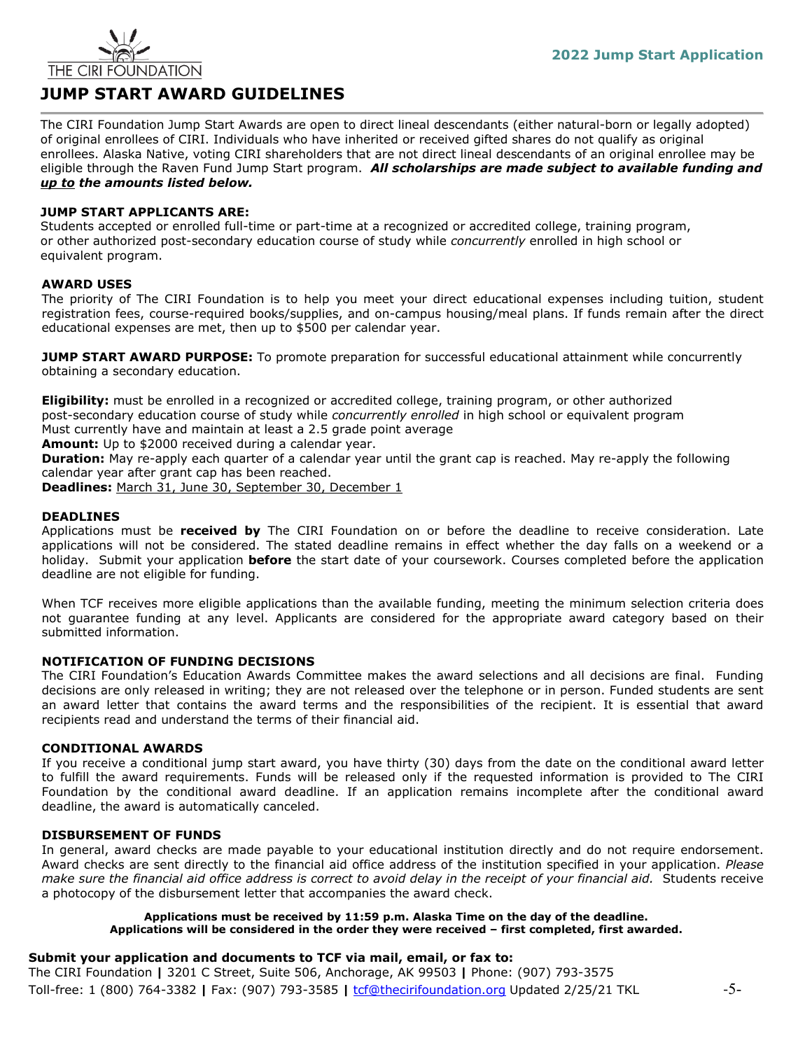# JUMP START AWARD GUIDELINES

The CIRI Foundation Jump Start Awards are open to direct lineal descendants (either natural-born or legally adopted) of original enrollees of CIRI. Individuals who have inherited or received gifted shares do not qualify as original enrollees. Alaska Native, voting CIRI shareholders that are not direct lineal descendants of an original enrollee may be eligible through the Raven Fund Jump Start program. ***All scholarships are made subject to available funding and <u>up to</u> the amounts listed below.***

**JUMP START APPLICANTS ARE:**
Students accepted or enrolled full-time or part-time at a recognized or accredited college, training program, or other authorized post-secondary education course of study while *concurrently* enrolled in high school or equivalent program.

**AWARD USES**
The priority of The CIRI Foundation is to help you meet your direct educational expenses including tuition, student registration fees, course-required books/supplies, and on-campus housing/meal plans. If funds remain after the direct educational expenses are met, then up to $500 per calendar year.

**JUMP START AWARD PURPOSE:** To promote preparation for successful educational attainment while concurrently obtaining a secondary education.

**Eligibility:** must be enrolled in a recognized or accredited college, training program, or other authorized post-secondary education course of study while *concurrently enrolled* in high school or equivalent program
Must currently have and maintain at least a 2.5 grade point average
**Amount:** Up to $2000 received during a calendar year.
**Duration:** May re-apply each quarter of a calendar year until the grant cap is reached. May re-apply the following calendar year after grant cap has been reached.
**Deadlines:** <u>March 31, June 30, September 30, December 1</u>

**DEADLINES**
Applications must be **received by** The CIRI Foundation on or before the deadline to receive consideration. Late applications will not be considered. The stated deadline remains in effect whether the day falls on a weekend or a holiday. Submit your application **before** the start date of your coursework. Courses completed before the application deadline are not eligible for funding.

When TCF receives more eligible applications than the available funding, meeting the minimum selection criteria does not guarantee funding at any level. Applicants are considered for the appropriate award category based on their submitted information.

**NOTIFICATION OF FUNDING DECISIONS**
The CIRI Foundation's Education Awards Committee makes the award selections and all decisions are final. Funding decisions are only released in writing; they are not released over the telephone or in person. Funded students are sent an award letter that contains the award terms and the responsibilities of the recipient. It is essential that award recipients read and understand the terms of their financial aid.

**CONDITIONAL AWARDS**
If you receive a conditional jump start award, you have thirty (30) days from the date on the conditional award letter to fulfill the award requirements. Funds will be released only if the requested information is provided to The CIRI Foundation by the conditional award deadline. If an application remains incomplete after the conditional award deadline, the award is automatically canceled.

**DISBURSEMENT OF FUNDS**
In general, award checks are made payable to your educational institution directly and do not require endorsement. Award checks are sent directly to the financial aid office address of the institution specified in your application. *Please make sure the financial aid office address is correct to avoid delay in the receipt of your financial aid.* Students receive a photocopy of the disbursement letter that accompanies the award check.

**Applications must be received by 11:59 p.m. Alaska Time on the day of the deadline.**
**Applications will be considered in the order they were received – first completed, first awarded.**

**Submit your application and documents to TCF via mail, email, or fax to:**
The CIRI Foundation | 3201 C Street, Suite 506, Anchorage, AK 99503 | Phone: (907) 793-3575
Toll-free: 1 (800) 764-3382 | Fax: (907) 793-3585 | tcf@thecirifoundation.org Updated 2/25/21 TKL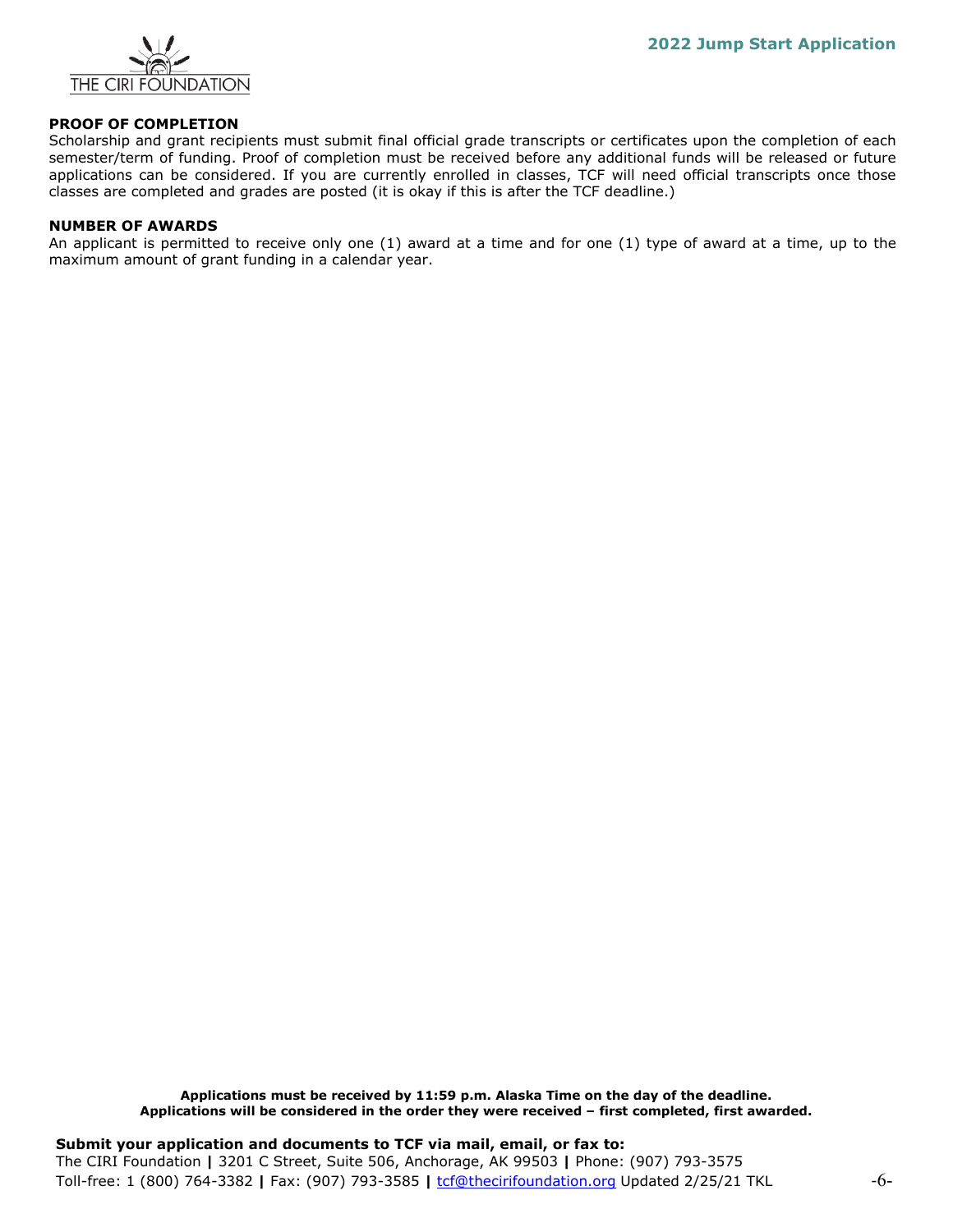**PROOF OF COMPLETION**

Scholarship and grant recipients must submit final official grade transcripts or certificates upon the completion of each semester/term of funding. Proof of completion must be received before any additional funds will be released or future applications can be considered. If you are currently enrolled in classes, TCF will need official transcripts once those classes are completed and grades are posted (it is okay if this is after the TCF deadline.)

**NUMBER OF AWARDS**

An applicant is permitted to receive only one (1) award at a time and for one (1) type of award at a time, up to the maximum amount of grant funding in a calendar year.